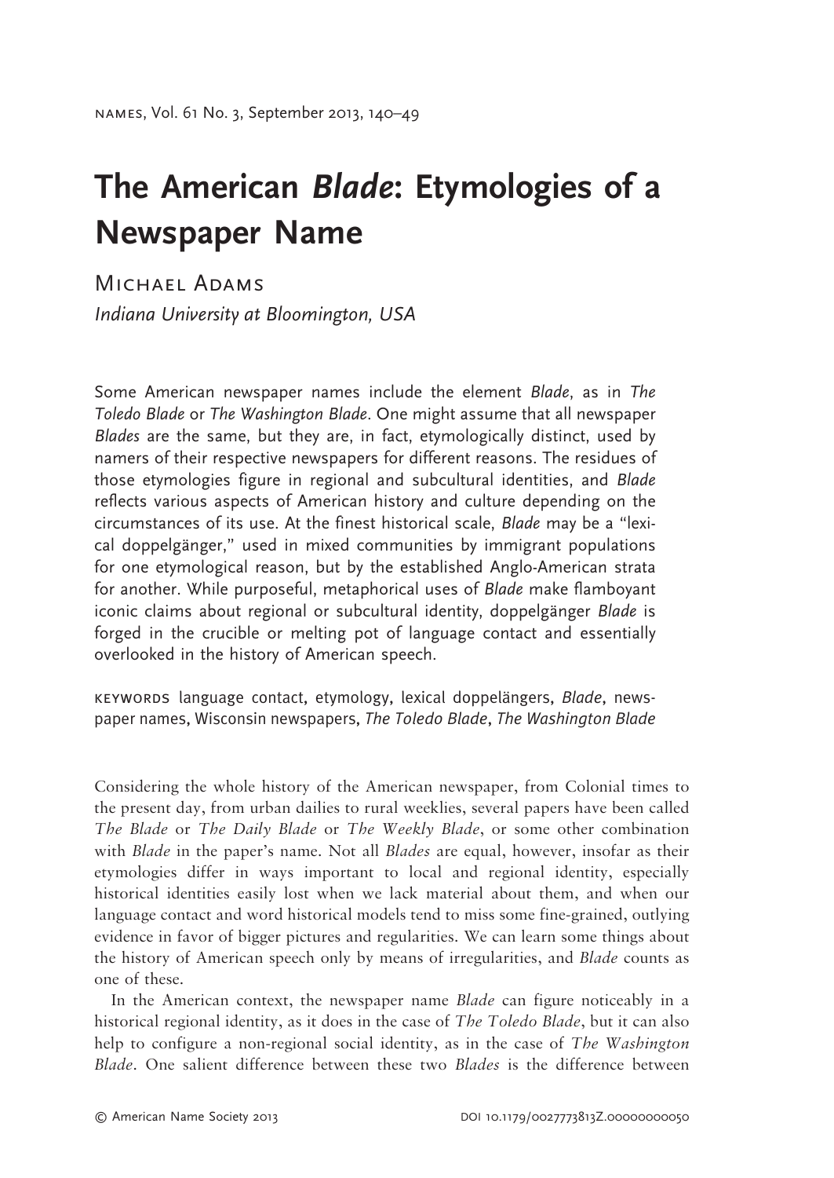# The American *Blade*: Etymologies of a Newspaper Name

Michael Adams

*Indiana University at Bloomington, USA*

Some American newspaper names include the element *Blade*, as in *The Toledo Blade* or *The Washington Blade*. One might assume that all newspaper *Blades* are the same, but they are, in fact, etymologically distinct, used by namers of their respective newspapers for different reasons. The residues of those etymologies figure in regional and subcultural identities, and *Blade* reflects various aspects of American history and culture depending on the circumstances of its use. At the finest historical scale, *Blade* may be a "lexical doppelgänger," used in mixed communities by immigrant populations for one etymological reason, but by the established Anglo-American strata for another. While purposeful, metaphorical uses of *Blade* make flamboyant iconic claims about regional or subcultural identity, doppelgänger *Blade* is forged in the crucible or melting pot of language contact and essentially overlooked in the history of American speech.

KEYWORDS language contact, etymology, lexical doppelängers, *Blade*, newspaper names, Wisconsin newspapers, *The Toledo Blade*, *The Washington Blade*

Considering the whole history of the American newspaper, from Colonial times to the present day, from urban dailies to rural weeklies, several papers have been called *The Blade* or *The Daily Blade* or *The Weekly Blade*, or some other combination with *Blade* in the paper's name. Not all *Blades* are equal, however, insofar as their etymologies differ in ways important to local and regional identity, especially historical identities easily lost when we lack material about them, and when our language contact and word historical models tend to miss some fine-grained, outlying evidence in favor of bigger pictures and regularities. We can learn some things about the history of American speech only by means of irregularities, and *Blade* counts as one of these.

In the American context, the newspaper name *Blade* can figure noticeably in a historical regional identity, as it does in the case of *The Toledo Blade*, but it can also help to configure a non-regional social identity, as in the case of *The Washington Blade*. One salient difference between these two *Blades* is the difference between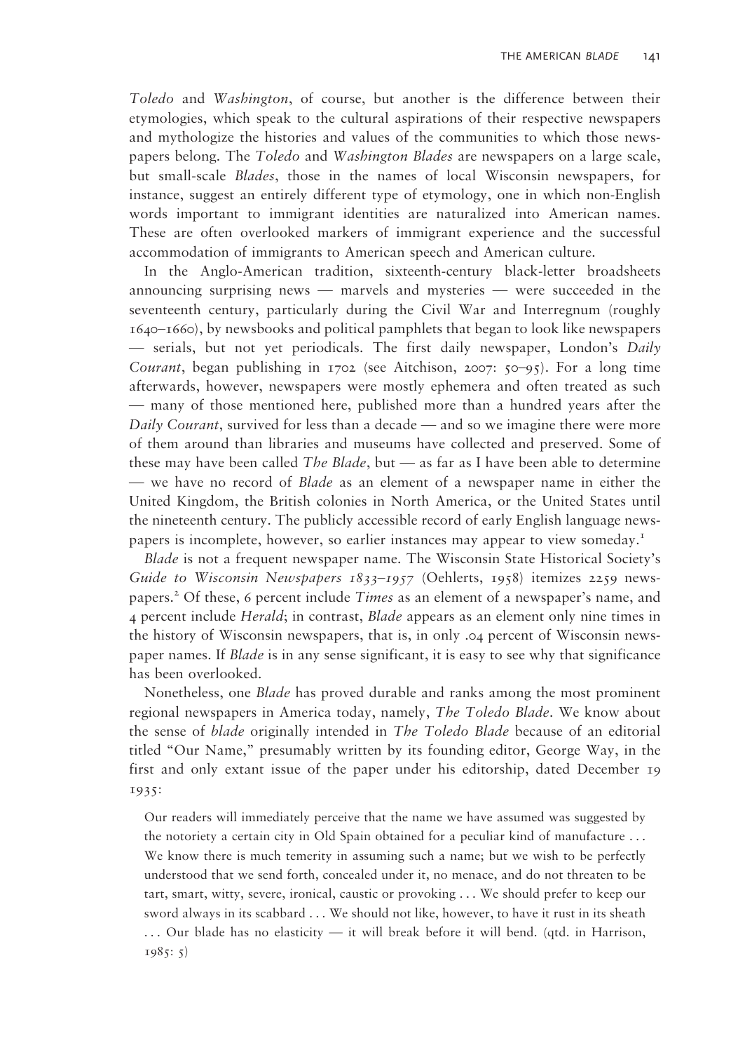*Toledo* and *Washington*, of course, but another is the difference between their etymologies, which speak to the cultural aspirations of their respective newspapers and mythologize the histories and values of the communities to which those newspapers belong. The *Toledo* and *Washington Blades* are newspapers on a large scale, but small-scale *Blades*, those in the names of local Wisconsin newspapers, for instance, suggest an entirely different type of etymology, one in which non-English words important to immigrant identities are naturalized into American names. These are often overlooked markers of immigrant experience and the successful accommodation of immigrants to American speech and American culture.

In the Anglo-American tradition, sixteenth-century black-letter broadsheets announcing surprising news — marvels and mysteries — were succeeded in the seventeenth century, particularly during the Civil War and Interregnum (roughly 1640–1660), by newsbooks and political pamphlets that began to look like newspapers — serials, but not yet periodicals. The first daily newspaper, London's *Daily Courant*, began publishing in 1702 (see Aitchison, 2007: 50–95). For a long time afterwards, however, newspapers were mostly ephemera and often treated as such — many of those mentioned here, published more than a hundred years after the *Daily Courant*, survived for less than a decade — and so we imagine there were more of them around than libraries and museums have collected and preserved. Some of these may have been called *The Blade*, but — as far as I have been able to determine — we have no record of *Blade* as an element of a newspaper name in either the United Kingdom, the British colonies in North America, or the United States until the nineteenth century. The publicly accessible record of early English language newspapers is incomplete, however, so earlier instances may appear to view someday.[1]

*Blade* is not a frequent newspaper name. The Wisconsin State Historical Society's *Guide to Wisconsin Newspapers 1833–1957* (Oehlerts, 1958) itemizes 2259 newspapers.[2] Of these, 6 percent include *Times* as an element of a newspaper's name, and 4 percent include *Herald*; in contrast, *Blade* appears as an element only nine times in the history of Wisconsin newspapers, that is, in only .04 percent of Wisconsin newspaper names. If *Blade* is in any sense significant, it is easy to see why that significance has been overlooked.

Nonetheless, one *Blade* has proved durable and ranks among the most prominent regional newspapers in America today, namely, *The Toledo Blade*. We know about the sense of *blade* originally intended in *The Toledo Blade* because of an editorial titled "Our Name," presumably written by its founding editor, George Way, in the first and only extant issue of the paper under his editorship, dated December 19 1935:

> Our readers will immediately perceive that the name we have assumed was suggested by the notoriety a certain city in Old Spain obtained for a peculiar kind of manufacture . . . We know there is much temerity in assuming such a name; but we wish to be perfectly understood that we send forth, concealed under it, no menace, and do not threaten to be tart, smart, witty, severe, ironical, caustic or provoking . . . We should prefer to keep our sword always in its scabbard . . . We should not like, however, to have it rust in its sheath . . . Our blade has no elasticity — it will break before it will bend. (qtd. in Harrison, 1985: 5)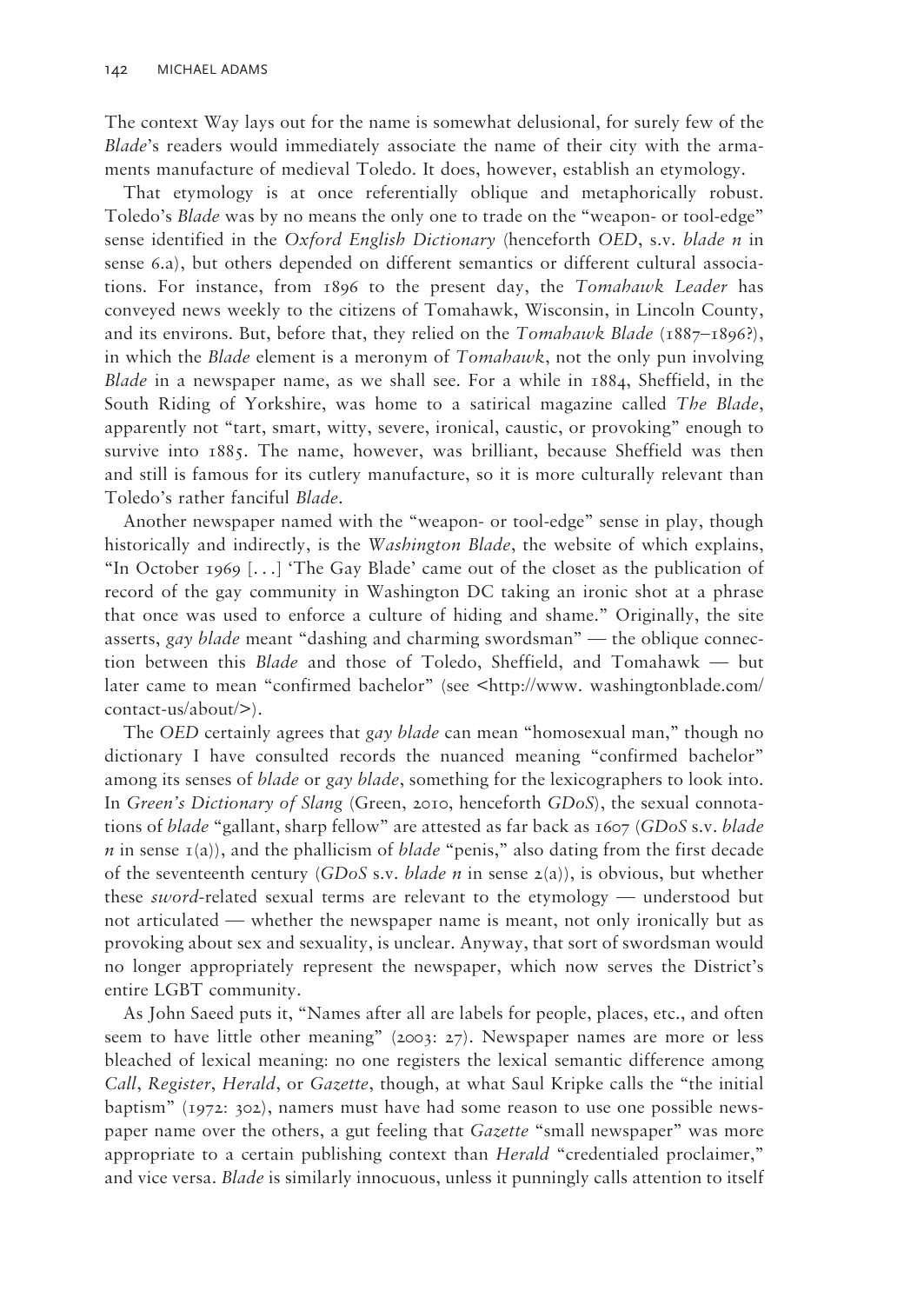The context Way lays out for the name is somewhat delusional, for surely few of the *Blade*'s readers would immediately associate the name of their city with the armaments manufacture of medieval Toledo. It does, however, establish an etymology.

That etymology is at once referentially oblique and metaphorically robust. Toledo's *Blade* was by no means the only one to trade on the "weapon- or tool-edge" sense identified in the *Oxford English Dictionary* (henceforth *OED*, s.v. *blade n* in sense 6.a), but others depended on different semantics or different cultural associations. For instance, from 1896 to the present day, the *Tomahawk Leader* has conveyed news weekly to the citizens of Tomahawk, Wisconsin, in Lincoln County, and its environs. But, before that, they relied on the *Tomahawk Blade* (1887–1896?), in which the *Blade* element is a meronym of *Tomahawk*, not the only pun involving *Blade* in a newspaper name, as we shall see. For a while in 1884, Sheffield, in the South Riding of Yorkshire, was home to a satirical magazine called *The Blade*, apparently not "tart, smart, witty, severe, ironical, caustic, or provoking" enough to survive into 1885. The name, however, was brilliant, because Sheffield was then and still is famous for its cutlery manufacture, so it is more culturally relevant than Toledo's rather fanciful *Blade*.

Another newspaper named with the "weapon- or tool-edge" sense in play, though historically and indirectly, is the *Washington Blade*, the website of which explains, "In October 1969 [...] 'The Gay Blade' came out of the closet as the publication of record of the gay community in Washington DC taking an ironic shot at a phrase that once was used to enforce a culture of hiding and shame." Originally, the site asserts, *gay blade* meant "dashing and charming swordsman" — the oblique connection between this *Blade* and those of Toledo, Sheffield, and Tomahawk — but later came to mean "confirmed bachelor" (see <http://www. washingtonblade.com/contact-us/about/>).

The *OED* certainly agrees that *gay blade* can mean "homosexual man," though no dictionary I have consulted records the nuanced meaning "confirmed bachelor" among its senses of *blade* or *gay blade*, something for the lexicographers to look into. In *Green's Dictionary of Slang* (Green, 2010, henceforth *GDoS*), the sexual connotations of *blade* "gallant, sharp fellow" are attested as far back as 1607 (*GDoS* s.v. *blade n* in sense 1(a)), and the phallicism of *blade* "penis," also dating from the first decade of the seventeenth century (*GDoS* s.v. *blade n* in sense 2(a)), is obvious, but whether these *sword*-related sexual terms are relevant to the etymology — understood but not articulated — whether the newspaper name is meant, not only ironically but as provoking about sex and sexuality, is unclear. Anyway, that sort of swordsman would no longer appropriately represent the newspaper, which now serves the District's entire LGBT community.

As John Saeed puts it, "Names after all are labels for people, places, etc., and often seem to have little other meaning" (2003: 27). Newspaper names are more or less bleached of lexical meaning: no one registers the lexical semantic difference among *Call*, *Register*, *Herald*, or *Gazette*, though, at what Saul Kripke calls the "the initial baptism" (1972: 302), namers must have had some reason to use one possible newspaper name over the others, a gut feeling that *Gazette* "small newspaper" was more appropriate to a certain publishing context than *Herald* "credentialed proclaimer," and vice versa. *Blade* is similarly innocuous, unless it punningly calls attention to itself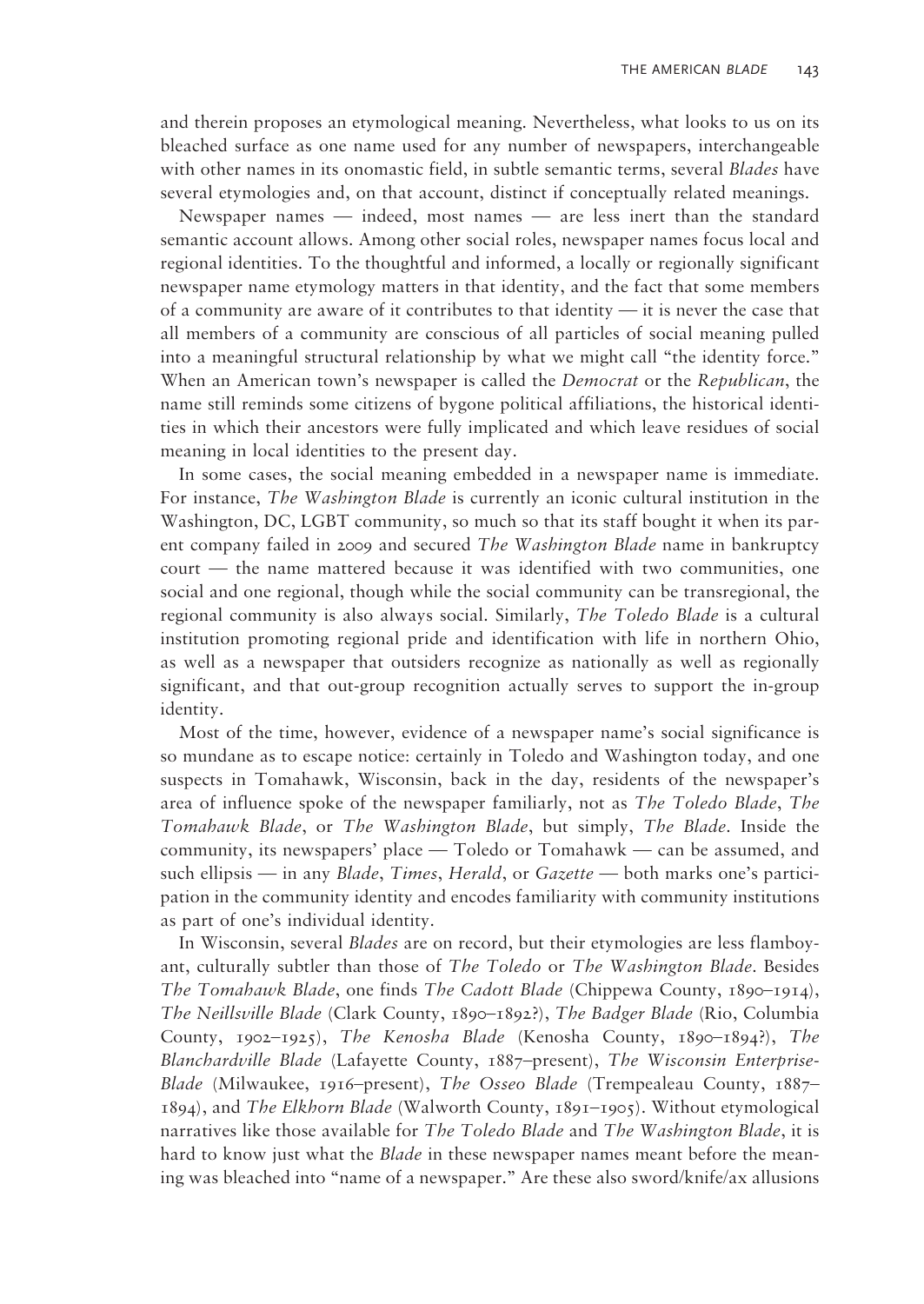and therein proposes an etymological meaning. Nevertheless, what looks to us on its bleached surface as one name used for any number of newspapers, interchangeable with other names in its onomastic field, in subtle semantic terms, several *Blades* have several etymologies and, on that account, distinct if conceptually related meanings.

Newspaper names — indeed, most names — are less inert than the standard semantic account allows. Among other social roles, newspaper names focus local and regional identities. To the thoughtful and informed, a locally or regionally significant newspaper name etymology matters in that identity, and the fact that some members of a community are aware of it contributes to that identity — it is never the case that all members of a community are conscious of all particles of social meaning pulled into a meaningful structural relationship by what we might call "the identity force." When an American town's newspaper is called the *Democrat* or the *Republican*, the name still reminds some citizens of bygone political affiliations, the historical identities in which their ancestors were fully implicated and which leave residues of social meaning in local identities to the present day.

In some cases, the social meaning embedded in a newspaper name is immediate. For instance, *The Washington Blade* is currently an iconic cultural institution in the Washington, DC, LGBT community, so much so that its staff bought it when its parent company failed in 2009 and secured *The Washington Blade* name in bankruptcy court — the name mattered because it was identified with two communities, one social and one regional, though while the social community can be transregional, the regional community is also always social. Similarly, *The Toledo Blade* is a cultural institution promoting regional pride and identification with life in northern Ohio, as well as a newspaper that outsiders recognize as nationally as well as regionally significant, and that out-group recognition actually serves to support the in-group identity.

Most of the time, however, evidence of a newspaper name's social significance is so mundane as to escape notice: certainly in Toledo and Washington today, and one suspects in Tomahawk, Wisconsin, back in the day, residents of the newspaper's area of influence spoke of the newspaper familiarly, not as *The Toledo Blade*, *The Tomahawk Blade*, or *The Washington Blade*, but simply, *The Blade*. Inside the community, its newspapers' place — Toledo or Tomahawk — can be assumed, and such ellipsis — in any *Blade*, *Times*, *Herald*, or *Gazette* — both marks one's participation in the community identity and encodes familiarity with community institutions as part of one's individual identity.

In Wisconsin, several *Blades* are on record, but their etymologies are less flamboyant, culturally subtler than those of *The Toledo* or *The Washington Blade*. Besides *The Tomahawk Blade*, one finds *The Cadott Blade* (Chippewa County, 1890–1914), *The Neillsville Blade* (Clark County, 1890–1892?), *The Badger Blade* (Rio, Columbia County, 1902–1925), *The Kenosha Blade* (Kenosha County, 1890–1894?), *The Blanchardville Blade* (Lafayette County, 1887–present), *The Wisconsin Enterprise-Blade* (Milwaukee, 1916–present), *The Osseo Blade* (Trempealeau County, 1887–1894), and *The Elkhorn Blade* (Walworth County, 1891–1905). Without etymological narratives like those available for *The Toledo Blade* and *The Washington Blade*, it is hard to know just what the *Blade* in these newspaper names meant before the meaning was bleached into "name of a newspaper." Are these also sword/knife/ax allusions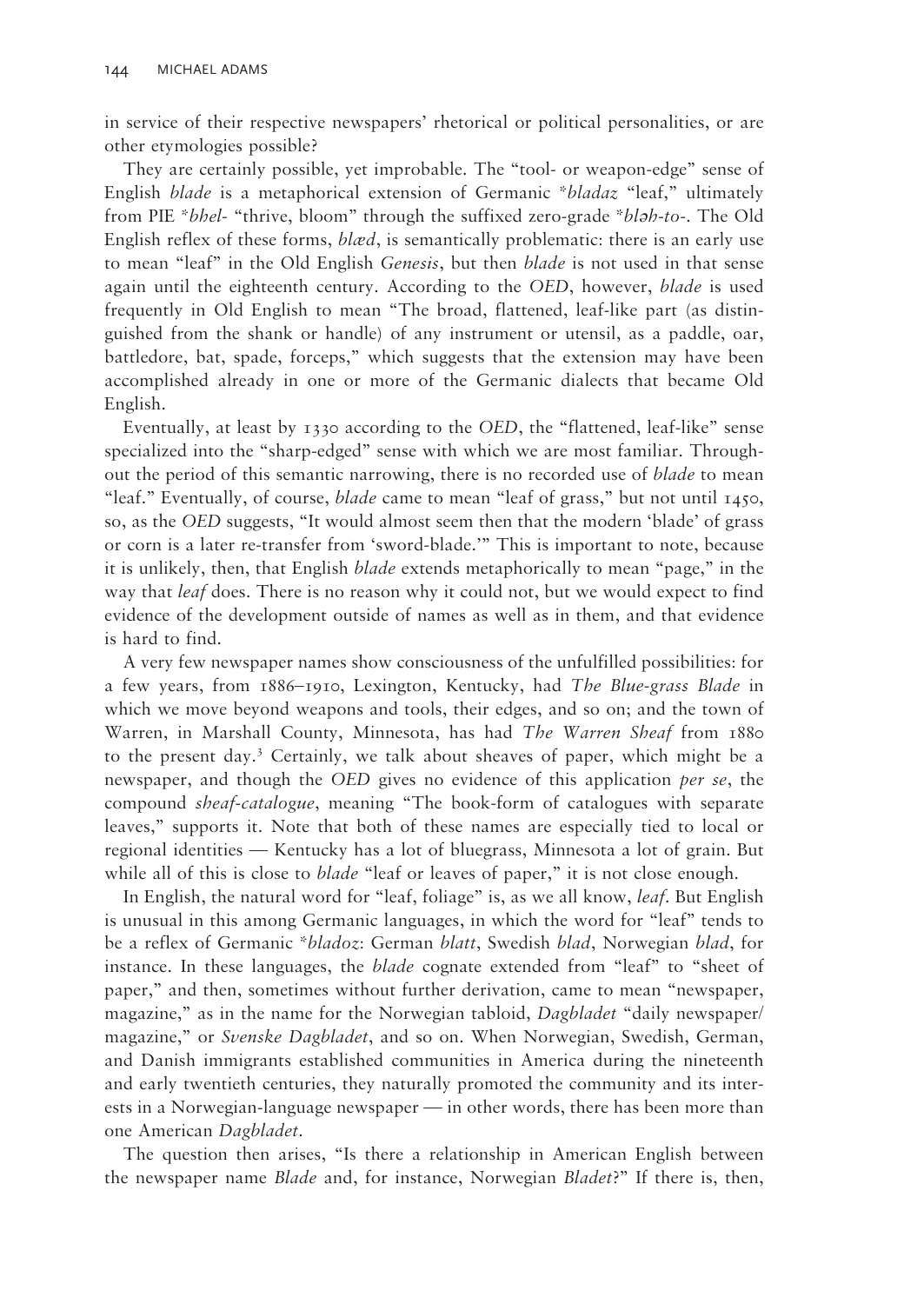in service of their respective newspapers' rhetorical or political personalities, or are other etymologies possible?

They are certainly possible, yet improbable. The "tool- or weapon-edge" sense of English *blade* is a metaphorical extension of Germanic *\*bladaz* "leaf," ultimately from PIE *\*bhel-* "thrive, bloom" through the suffixed zero-grade *\*bləh-to-*. The Old English reflex of these forms, *blæd*, is semantically problematic: there is an early use to mean "leaf" in the Old English *Genesis*, but then *blade* is not used in that sense again until the eighteenth century. According to the *OED*, however, *blade* is used frequently in Old English to mean "The broad, flattened, leaf-like part (as distinguished from the shank or handle) of any instrument or utensil, as a paddle, oar, battledore, bat, spade, forceps," which suggests that the extension may have been accomplished already in one or more of the Germanic dialects that became Old English.

Eventually, at least by 1330 according to the *OED*, the "flattened, leaf-like" sense specialized into the "sharp-edged" sense with which we are most familiar. Throughout the period of this semantic narrowing, there is no recorded use of *blade* to mean "leaf." Eventually, of course, *blade* came to mean "leaf of grass," but not until 1450, so, as the *OED* suggests, "It would almost seem then that the modern 'blade' of grass or corn is a later re-transfer from 'sword-blade.'" This is important to note, because it is unlikely, then, that English *blade* extends metaphorically to mean "page," in the way that *leaf* does. There is no reason why it could not, but we would expect to find evidence of the development outside of names as well as in them, and that evidence is hard to find.

A very few newspaper names show consciousness of the unfulfilled possibilities: for a few years, from 1886–1910, Lexington, Kentucky, had *The Blue-grass Blade* in which we move beyond weapons and tools, their edges, and so on; and the town of Warren, in Marshall County, Minnesota, has had *The Warren Sheaf* from 1880 to the present day.[3] Certainly, we talk about sheaves of paper, which might be a newspaper, and though the *OED* gives no evidence of this application *per se*, the compound *sheaf-catalogue*, meaning "The book-form of catalogues with separate leaves," supports it. Note that both of these names are especially tied to local or regional identities — Kentucky has a lot of bluegrass, Minnesota a lot of grain. But while all of this is close to *blade* "leaf or leaves of paper," it is not close enough.

In English, the natural word for "leaf, foliage" is, as we all know, *leaf*. But English is unusual in this among Germanic languages, in which the word for "leaf" tends to be a reflex of Germanic *\*bladoz*: German *blatt*, Swedish *blad*, Norwegian *blad*, for instance. In these languages, the *blade* cognate extended from "leaf" to "sheet of paper," and then, sometimes without further derivation, came to mean "newspaper, magazine," as in the name for the Norwegian tabloid, *Dagbladet* "daily newspaper/magazine," or *Svenske Dagbladet*, and so on. When Norwegian, Swedish, German, and Danish immigrants established communities in America during the nineteenth and early twentieth centuries, they naturally promoted the community and its interests in a Norwegian-language newspaper — in other words, there has been more than one American *Dagbladet*.

The question then arises, "Is there a relationship in American English between the newspaper name *Blade* and, for instance, Norwegian *Bladet*?" If there is, then,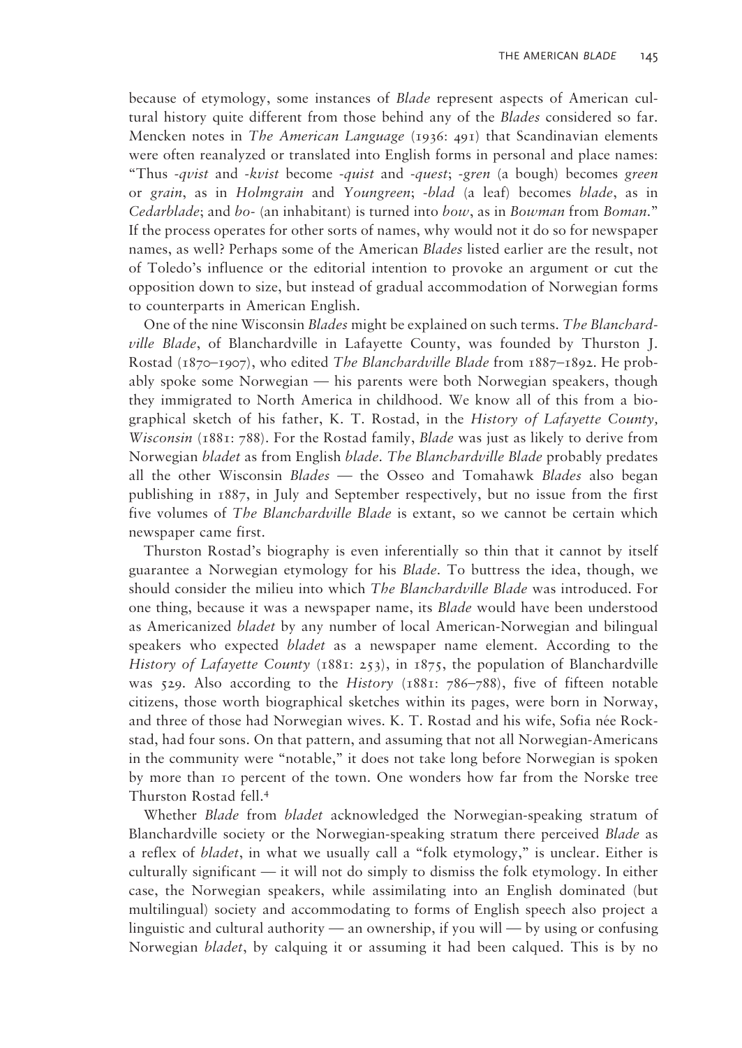because of etymology, some instances of *Blade* represent aspects of American cultural history quite different from those behind any of the *Blades* considered so far. Mencken notes in *The American Language* (1936: 491) that Scandinavian elements were often reanalyzed or translated into English forms in personal and place names: "Thus *-qvist* and *-kvist* become *-quist* and *-quest*; *-gren* (a bough) becomes *green* or *grain*, as in *Holmgrain* and *Youngreen*; *-blad* (a leaf) becomes *blade*, as in *Cedarblade*; and *bo-* (an inhabitant) is turned into *bow*, as in *Bowman* from *Boman*." If the process operates for other sorts of names, why would not it do so for newspaper names, as well? Perhaps some of the American *Blades* listed earlier are the result, not of Toledo's influence or the editorial intention to provoke an argument or cut the opposition down to size, but instead of gradual accommodation of Norwegian forms to counterparts in American English.

One of the nine Wisconsin *Blades* might be explained on such terms. *The Blanchardville Blade*, of Blanchardville in Lafayette County, was founded by Thurston J. Rostad (1870–1907), who edited *The Blanchardville Blade* from 1887–1892. He probably spoke some Norwegian — his parents were both Norwegian speakers, though they immigrated to North America in childhood. We know all of this from a biographical sketch of his father, K. T. Rostad, in the *History of Lafayette County, Wisconsin* (1881: 788). For the Rostad family, *Blade* was just as likely to derive from Norwegian *bladet* as from English *blade*. *The Blanchardville Blade* probably predates all the other Wisconsin *Blades* — the Osseo and Tomahawk *Blades* also began publishing in 1887, in July and September respectively, but no issue from the first five volumes of *The Blanchardville Blade* is extant, so we cannot be certain which newspaper came first.

Thurston Rostad's biography is even inferentially so thin that it cannot by itself guarantee a Norwegian etymology for his *Blade*. To buttress the idea, though, we should consider the milieu into which *The Blanchardville Blade* was introduced. For one thing, because it was a newspaper name, its *Blade* would have been understood as Americanized *bladet* by any number of local American-Norwegian and bilingual speakers who expected *bladet* as a newspaper name element. According to the *History of Lafayette County* (1881: 253), in 1875, the population of Blanchardville was 529. Also according to the *History* (1881: 786–788), five of fifteen notable citizens, those worth biographical sketches within its pages, were born in Norway, and three of those had Norwegian wives. K. T. Rostad and his wife, Sofia née Rockstad, had four sons. On that pattern, and assuming that not all Norwegian-Americans in the community were "notable," it does not take long before Norwegian is spoken by more than 10 percent of the town. One wonders how far from the Norske tree Thurston Rostad fell.[4]

Whether *Blade* from *bladet* acknowledged the Norwegian-speaking stratum of Blanchardville society or the Norwegian-speaking stratum there perceived *Blade* as a reflex of *bladet*, in what we usually call a "folk etymology," is unclear. Either is culturally significant — it will not do simply to dismiss the folk etymology. In either case, the Norwegian speakers, while assimilating into an English dominated (but multilingual) society and accommodating to forms of English speech also project a linguistic and cultural authority — an ownership, if you will — by using or confusing Norwegian *bladet*, by calquing it or assuming it had been calqued. This is by no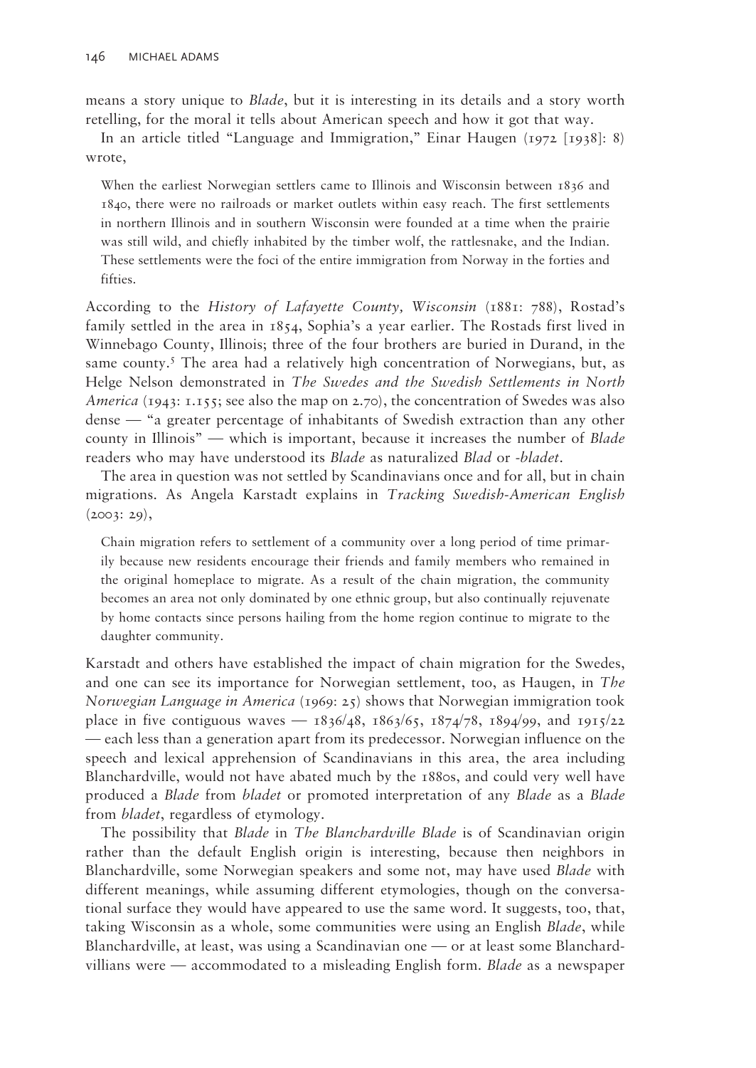means a story unique to *Blade*, but it is interesting in its details and a story worth retelling, for the moral it tells about American speech and how it got that way.

In an article titled "Language and Immigration," Einar Haugen (1972 [1938]: 8) wrote,

> When the earliest Norwegian settlers came to Illinois and Wisconsin between 1836 and 1840, there were no railroads or market outlets within easy reach. The first settlements in northern Illinois and in southern Wisconsin were founded at a time when the prairie was still wild, and chiefly inhabited by the timber wolf, the rattlesnake, and the Indian. These settlements were the foci of the entire immigration from Norway in the forties and fifties.

According to the *History of Lafayette County, Wisconsin* (1881: 788), Rostad's family settled in the area in 1854, Sophia's a year earlier. The Rostads first lived in Winnebago County, Illinois; three of the four brothers are buried in Durand, in the same county.[5] The area had a relatively high concentration of Norwegians, but, as Helge Nelson demonstrated in *The Swedes and the Swedish Settlements in North America* (1943: 1.155; see also the map on 2.70), the concentration of Swedes was also dense — "a greater percentage of inhabitants of Swedish extraction than any other county in Illinois" — which is important, because it increases the number of *Blade* readers who may have understood its *Blade* as naturalized *Blad* or *-bladet*.

The area in question was not settled by Scandinavians once and for all, but in chain migrations. As Angela Karstadt explains in *Tracking Swedish-American English* (2003: 29),

> Chain migration refers to settlement of a community over a long period of time primarily because new residents encourage their friends and family members who remained in the original homeplace to migrate. As a result of the chain migration, the community becomes an area not only dominated by one ethnic group, but also continually rejuvenate by home contacts since persons hailing from the home region continue to migrate to the daughter community.

Karstadt and others have established the impact of chain migration for the Swedes, and one can see its importance for Norwegian settlement, too, as Haugen, in *The Norwegian Language in America* (1969: 25) shows that Norwegian immigration took place in five contiguous waves — 1836/48, 1863/65, 1874/78, 1894/99, and 1915/22 — each less than a generation apart from its predecessor. Norwegian influence on the speech and lexical apprehension of Scandinavians in this area, the area including Blanchardville, would not have abated much by the 1880s, and could very well have produced a *Blade* from *bladet* or promoted interpretation of any *Blade* as a *Blade* from *bladet*, regardless of etymology.

The possibility that *Blade* in *The Blanchardville Blade* is of Scandinavian origin rather than the default English origin is interesting, because then neighbors in Blanchardville, some Norwegian speakers and some not, may have used *Blade* with different meanings, while assuming different etymologies, though on the conversational surface they would have appeared to use the same word. It suggests, too, that, taking Wisconsin as a whole, some communities were using an English *Blade*, while Blanchardville, at least, was using a Scandinavian one — or at least some Blanchardvillians were — accommodated to a misleading English form. *Blade* as a newspaper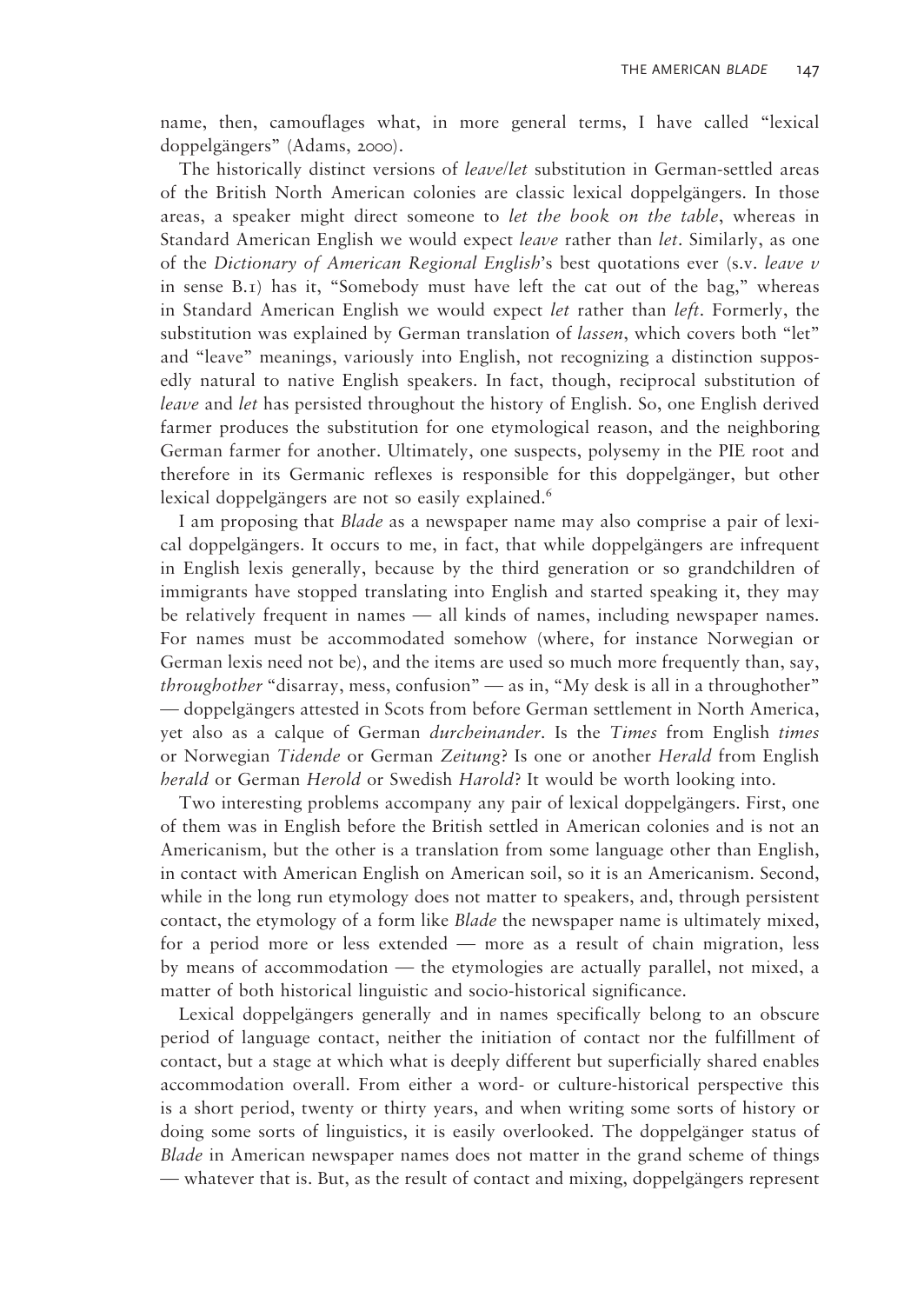name, then, camouflages what, in more general terms, I have called "lexical doppelgängers" (Adams, 2000).

The historically distinct versions of *leave/let* substitution in German-settled areas of the British North American colonies are classic lexical doppelgängers. In those areas, a speaker might direct someone to *let the book on the table*, whereas in Standard American English we would expect *leave* rather than *let*. Similarly, as one of the *Dictionary of American Regional English*'s best quotations ever (s.v. *leave v* in sense B.1) has it, "Somebody must have left the cat out of the bag," whereas in Standard American English we would expect *let* rather than *left*. Formerly, the substitution was explained by German translation of *lassen*, which covers both "let" and "leave" meanings, variously into English, not recognizing a distinction supposedly natural to native English speakers. In fact, though, reciprocal substitution of *leave* and *let* has persisted throughout the history of English. So, one English derived farmer produces the substitution for one etymological reason, and the neighboring German farmer for another. Ultimately, one suspects, polysemy in the PIE root and therefore in its Germanic reflexes is responsible for this doppelgänger, but other lexical doppelgängers are not so easily explained.[6]

I am proposing that *Blade* as a newspaper name may also comprise a pair of lexical doppelgängers. It occurs to me, in fact, that while doppelgängers are infrequent in English lexis generally, because by the third generation or so grandchildren of immigrants have stopped translating into English and started speaking it, they may be relatively frequent in names — all kinds of names, including newspaper names. For names must be accommodated somehow (where, for instance Norwegian or German lexis need not be), and the items are used so much more frequently than, say, *throughother* "disarray, mess, confusion" — as in, "My desk is all in a throughother" — doppelgängers attested in Scots from before German settlement in North America, yet also as a calque of German *durcheinander*. Is the *Times* from English *times* or Norwegian *Tidende* or German *Zeitung*? Is one or another *Herald* from English *herald* or German *Herold* or Swedish *Harold*? It would be worth looking into.

Two interesting problems accompany any pair of lexical doppelgängers. First, one of them was in English before the British settled in American colonies and is not an Americanism, but the other is a translation from some language other than English, in contact with American English on American soil, so it is an Americanism. Second, while in the long run etymology does not matter to speakers, and, through persistent contact, the etymology of a form like *Blade* the newspaper name is ultimately mixed, for a period more or less extended — more as a result of chain migration, less by means of accommodation — the etymologies are actually parallel, not mixed, a matter of both historical linguistic and socio-historical significance.

Lexical doppelgängers generally and in names specifically belong to an obscure period of language contact, neither the initiation of contact nor the fulfillment of contact, but a stage at which what is deeply different but superficially shared enables accommodation overall. From either a word- or culture-historical perspective this is a short period, twenty or thirty years, and when writing some sorts of history or doing some sorts of linguistics, it is easily overlooked. The doppelgänger status of *Blade* in American newspaper names does not matter in the grand scheme of things — whatever that is. But, as the result of contact and mixing, doppelgängers represent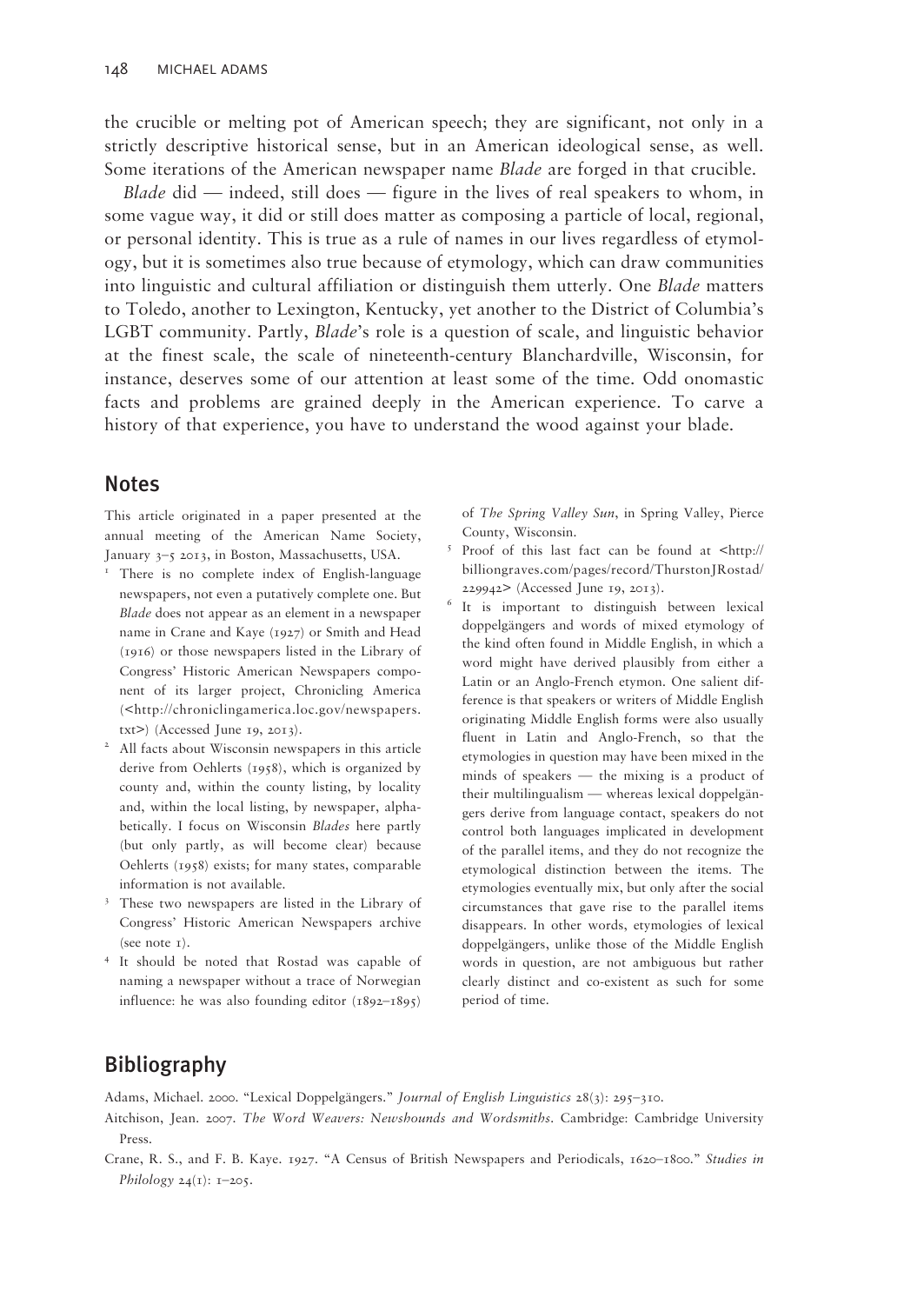the crucible or melting pot of American speech; they are significant, not only in a strictly descriptive historical sense, but in an American ideological sense, as well. Some iterations of the American newspaper name *Blade* are forged in that crucible.

*Blade* did — indeed, still does — figure in the lives of real speakers to whom, in some vague way, it did or still does matter as composing a particle of local, regional, or personal identity. This is true as a rule of names in our lives regardless of etymology, but it is sometimes also true because of etymology, which can draw communities into linguistic and cultural affiliation or distinguish them utterly. One *Blade* matters to Toledo, another to Lexington, Kentucky, yet another to the District of Columbia's LGBT community. Partly, *Blade*'s role is a question of scale, and linguistic behavior at the finest scale, the scale of nineteenth-century Blanchardville, Wisconsin, for instance, deserves some of our attention at least some of the time. Odd onomastic facts and problems are grained deeply in the American experience. To carve a history of that experience, you have to understand the wood against your blade.

## Notes

This article originated in a paper presented at the annual meeting of the American Name Society, January 3–5 2013, in Boston, Massachusetts, USA.

1. There is no complete index of English-language newspapers, not even a putatively complete one. But *Blade* does not appear as an element in a newspaper name in Crane and Kaye (1927) or Smith and Head (1916) or those newspapers listed in the Library of Congress' Historic American Newspapers component of its larger project, Chronicling America (<http://chroniclingamerica.loc.gov/newspapers.txt>) (Accessed June 19, 2013).
2. All facts about Wisconsin newspapers in this article derive from Oehlerts (1958), which is organized by county and, within the county listing, by locality and, within the local listing, by newspaper, alphabetically. I focus on Wisconsin *Blades* here partly (but only partly, as will become clear) because Oehlerts (1958) exists; for many states, comparable information is not available.
3. These two newspapers are listed in the Library of Congress' Historic American Newspapers archive (see note 1).
4. It should be noted that Rostad was capable of naming a newspaper without a trace of Norwegian influence: he was also founding editor (1892–1895) of *The Spring Valley Sun*, in Spring Valley, Pierce County, Wisconsin.
5. Proof of this last fact can be found at <http://billiongraves.com/pages/record/ThurstonJRostad/229942> (Accessed June 19, 2013).
6. It is important to distinguish between lexical doppelgängers and words of mixed etymology of the kind often found in Middle English, in which a word might have derived plausibly from either a Latin or an Anglo-French etymon. One salient difference is that speakers or writers of Middle English originating Middle English forms were also usually fluent in Latin and Anglo-French, so that the etymologies in question may have been mixed in the minds of speakers — the mixing is a product of their multilingualism — whereas lexical doppelgängers derive from language contact, speakers do not control both languages implicated in development of the parallel items, and they do not recognize the etymological distinction between the items. The etymologies eventually mix, but only after the social circumstances that gave rise to the parallel items disappears. In other words, etymologies of lexical doppelgängers, unlike those of the Middle English words in question, are not ambiguous but rather clearly distinct and co-existent as such for some period of time.

## Bibliography

Adams, Michael. 2000. "Lexical Doppelgängers." *Journal of English Linguistics* 28(3): 295–310.

Aitchison, Jean. 2007. *The Word Weavers: Newshounds and Wordsmiths*. Cambridge: Cambridge University Press.

Crane, R. S., and F. B. Kaye. 1927. "A Census of British Newspapers and Periodicals, 1620–1800." *Studies in Philology* 24(1): 1–205.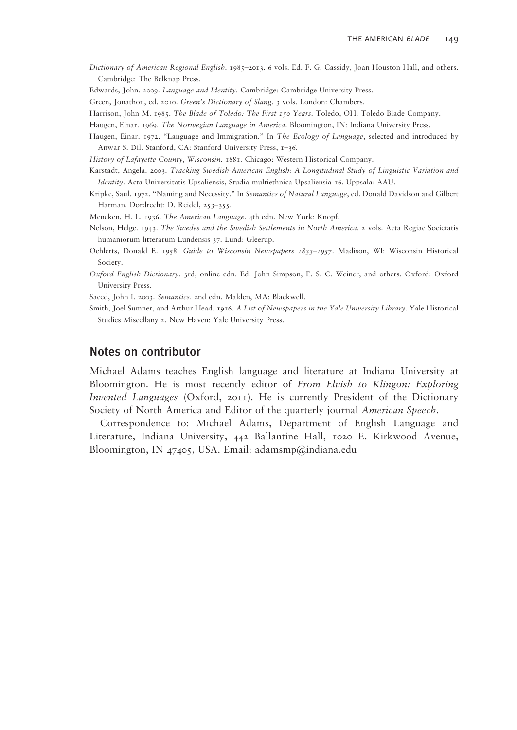*Dictionary of American Regional English*. 1985–2013. 6 vols. Ed. F. G. Cassidy, Joan Houston Hall, and others. Cambridge: The Belknap Press.

Edwards, John. 2009. *Language and Identity*. Cambridge: Cambridge University Press.

Green, Jonathon, ed. 2010. *Green's Dictionary of Slang*. 3 vols. London: Chambers.

Harrison, John M. 1985. *The Blade of Toledo: The First 150 Years*. Toledo, OH: Toledo Blade Company.

Haugen, Einar. 1969. *The Norwegian Language in America*. Bloomington, IN: Indiana University Press.

Haugen, Einar. 1972. "Language and Immigration." In *The Ecology of Language*, selected and introduced by Anwar S. Dil. Stanford, CA: Stanford University Press, 1–36.

*History of Lafayette County, Wisconsin*. 1881. Chicago: Western Historical Company.

Karstadt, Angela. 2003. *Tracking Swedish-American English: A Longitudinal Study of Linguistic Variation and Identity*. Acta Universitatis Upsaliensis, Studia multiethnica Upsaliensia 16. Uppsala: AAU.

Kripke, Saul. 1972. "Naming and Necessity." In *Semantics of Natural Language*, ed. Donald Davidson and Gilbert Harman. Dordrecht: D. Reidel, 253–355.

Mencken, H. L. 1936. *The American Language*. 4th edn. New York: Knopf.

Nelson, Helge. 1943. *The Swedes and the Swedish Settlements in North America*. 2 vols. Acta Regiae Societatis humaniorum litterarum Lundensis 37. Lund: Gleerup.

Oehlerts, Donald E. 1958. *Guide to Wisconsin Newspapers 1833–1957*. Madison, WI: Wisconsin Historical Society.

*Oxford English Dictionary*. 3rd, online edn. Ed. John Simpson, E. S. C. Weiner, and others. Oxford: Oxford University Press.

Saeed, John I. 2003. *Semantics*. 2nd edn. Malden, MA: Blackwell.

Smith, Joel Sumner, and Arthur Head. 1916. *A List of Newspapers in the Yale University Library*. Yale Historical Studies Miscellany 2. New Haven: Yale University Press.

## Notes on contributor

Michael Adams teaches English language and literature at Indiana University at Bloomington. He is most recently editor of *From Elvish to Klingon: Exploring Invented Languages* (Oxford, 2011). He is currently President of the Dictionary Society of North America and Editor of the quarterly journal *American Speech*.

Correspondence to: Michael Adams, Department of English Language and Literature, Indiana University, 442 Ballantine Hall, 1020 E. Kirkwood Avenue, Bloomington, IN 47405, USA. Email: adamsmp@indiana.edu